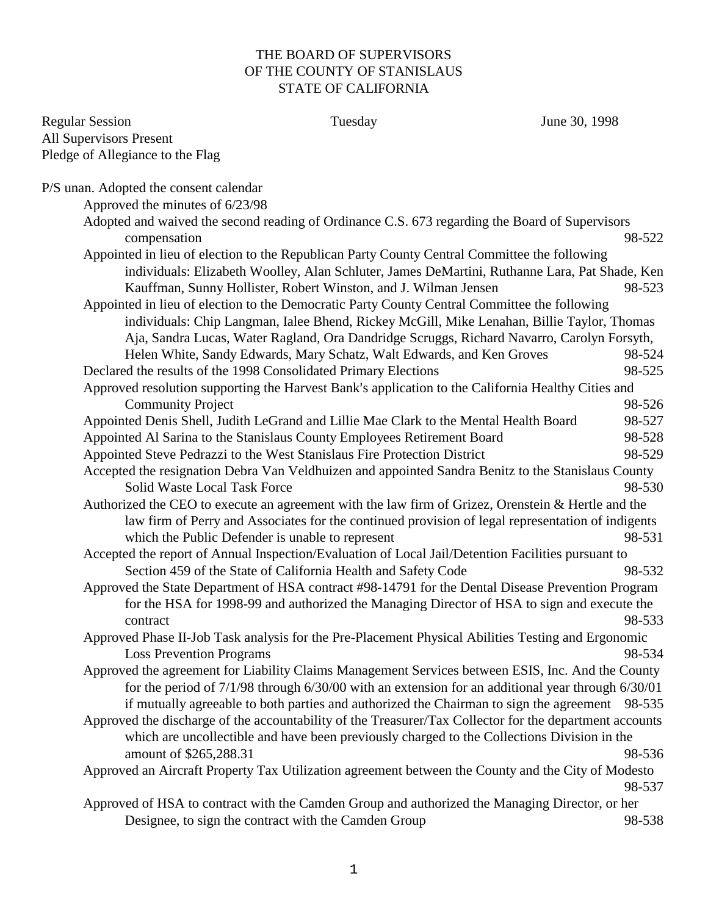# THE BOARD OF SUPERVISORS
# OF THE COUNTY OF STANISLAUS
# STATE OF CALIFORNIA

Regular Session — Tuesday — June 30, 1998

All Supervisors Present

Pledge of Allegiance to the Flag

P/S unan. Adopted the consent calendar

- Approved the minutes of 6/23/98
- Adopted and waived the second reading of Ordinance C.S. 673 regarding the Board of Supervisors compensation 98-522
- Appointed in lieu of election to the Republican Party County Central Committee the following individuals: Elizabeth Woolley, Alan Schluter, James DeMartini, Ruthanne Lara, Pat Shade, Ken Kauffman, Sunny Hollister, Robert Winston, and J. Wilman Jensen 98-523
- Appointed in lieu of election to the Democratic Party County Central Committee the following individuals: Chip Langman, Ialee Bhend, Rickey McGill, Mike Lenahan, Billie Taylor, Thomas Aja, Sandra Lucas, Water Ragland, Ora Dandridge Scruggs, Richard Navarro, Carolyn Forsyth, Helen White, Sandy Edwards, Mary Schatz, Walt Edwards, and Ken Groves 98-524
- Declared the results of the 1998 Consolidated Primary Elections 98-525
- Approved resolution supporting the Harvest Bank's application to the California Healthy Cities and Community Project 98-526
- Appointed Denis Shell, Judith LeGrand and Lillie Mae Clark to the Mental Health Board 98-527
- Appointed Al Sarina to the Stanislaus County Employees Retirement Board 98-528
- Appointed Steve Pedrazzi to the West Stanislaus Fire Protection District 98-529
- Accepted the resignation Debra Van Veldhuizen and appointed Sandra Benitz to the Stanislaus County Solid Waste Local Task Force 98-530
- Authorized the CEO to execute an agreement with the law firm of Grizez, Orenstein & Hertle and the law firm of Perry and Associates for the continued provision of legal representation of indigents which the Public Defender is unable to represent 98-531
- Accepted the report of Annual Inspection/Evaluation of Local Jail/Detention Facilities pursuant to Section 459 of the State of California Health and Safety Code 98-532
- Approved the State Department of HSA contract #98-14791 for the Dental Disease Prevention Program for the HSA for 1998-99 and authorized the Managing Director of HSA to sign and execute the contract 98-533
- Approved Phase II-Job Task analysis for the Pre-Placement Physical Abilities Testing and Ergonomic Loss Prevention Programs 98-534
- Approved the agreement for Liability Claims Management Services between ESIS, Inc. And the County for the period of 7/1/98 through 6/30/00 with an extension for an additional year through 6/30/01 if mutually agreeable to both parties and authorized the Chairman to sign the agreement 98-535
- Approved the discharge of the accountability of the Treasurer/Tax Collector for the department accounts which are uncollectible and have been previously charged to the Collections Division in the amount of $265,288.31 98-536
- Approved an Aircraft Property Tax Utilization agreement between the County and the City of Modesto 98-537
- Approved of HSA to contract with the Camden Group and authorized the Managing Director, or her Designee, to sign the contract with the Camden Group 98-538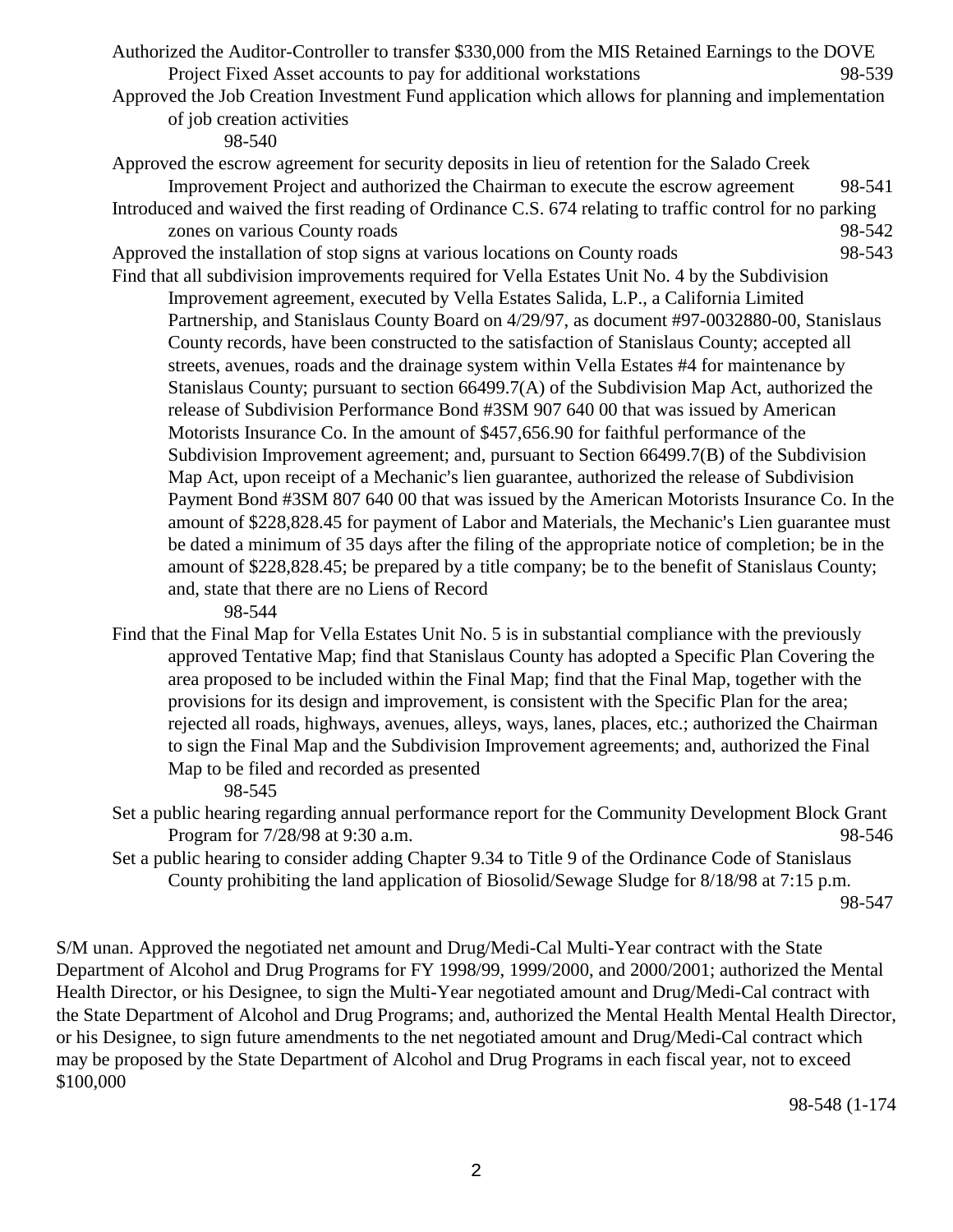Authorized the Auditor-Controller to transfer $330,000 from the MIS Retained Earnings to the DOVE Project Fixed Asset accounts to pay for additional workstations 98-539

Approved the Job Creation Investment Fund application which allows for planning and implementation of job creation activities 98-540

Approved the escrow agreement for security deposits in lieu of retention for the Salado Creek Improvement Project and authorized the Chairman to execute the escrow agreement 98-541

Introduced and waived the first reading of Ordinance C.S. 674 relating to traffic control for no parking zones on various County roads 98-542

Approved the installation of stop signs at various locations on County roads 98-543

Find that all subdivision improvements required for Vella Estates Unit No. 4 by the Subdivision Improvement agreement, executed by Vella Estates Salida, L.P., a California Limited Partnership, and Stanislaus County Board on 4/29/97, as document #97-0032880-00, Stanislaus County records, have been constructed to the satisfaction of Stanislaus County; accepted all streets, avenues, roads and the drainage system within Vella Estates #4 for maintenance by Stanislaus County; pursuant to section 66499.7(A) of the Subdivision Map Act, authorized the release of Subdivision Performance Bond #3SM 907 640 00 that was issued by American Motorists Insurance Co. In the amount of $457,656.90 for faithful performance of the Subdivision Improvement agreement; and, pursuant to Section 66499.7(B) of the Subdivision Map Act, upon receipt of a Mechanic's lien guarantee, authorized the release of Subdivision Payment Bond #3SM 807 640 00 that was issued by the American Motorists Insurance Co. In the amount of $228,828.45 for payment of Labor and Materials, the Mechanic's Lien guarantee must be dated a minimum of 35 days after the filing of the appropriate notice of completion; be in the amount of $228,828.45; be prepared by a title company; be to the benefit of Stanislaus County; and, state that there are no Liens of Record 98-544

Find that the Final Map for Vella Estates Unit No. 5 is in substantial compliance with the previously approved Tentative Map; find that Stanislaus County has adopted a Specific Plan Covering the area proposed to be included within the Final Map; find that the Final Map, together with the provisions for its design and improvement, is consistent with the Specific Plan for the area; rejected all roads, highways, avenues, alleys, ways, lanes, places, etc.; authorized the Chairman to sign the Final Map and the Subdivision Improvement agreements; and, authorized the Final Map to be filed and recorded as presented 98-545

Set a public hearing regarding annual performance report for the Community Development Block Grant Program for 7/28/98 at 9:30 a.m. 98-546

Set a public hearing to consider adding Chapter 9.34 to Title 9 of the Ordinance Code of Stanislaus County prohibiting the land application of Biosolid/Sewage Sludge for 8/18/98 at 7:15 p.m. 98-547

S/M unan. Approved the negotiated net amount and Drug/Medi-Cal Multi-Year contract with the State Department of Alcohol and Drug Programs for FY 1998/99, 1999/2000, and 2000/2001; authorized the Mental Health Director, or his Designee, to sign the Multi-Year negotiated amount and Drug/Medi-Cal contract with the State Department of Alcohol and Drug Programs; and, authorized the Mental Health Mental Health Director, or his Designee, to sign future amendments to the net negotiated amount and Drug/Medi-Cal contract which may be proposed by the State Department of Alcohol and Drug Programs in each fiscal year, not to exceed $100,000

98-548 (1-174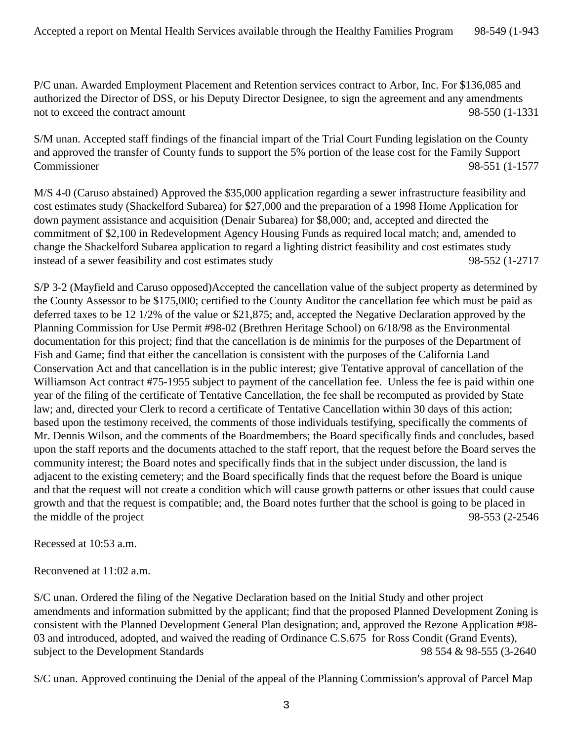Accepted a report on Mental Health Services available through the Healthy Families Program 98-549 (1-943

P/C unan. Awarded Employment Placement and Retention services contract to Arbor, Inc. For $136,085 and authorized the Director of DSS, or his Deputy Director Designee, to sign the agreement and any amendments not to exceed the contract amount 98-550 (1-1331

S/M unan. Accepted staff findings of the financial impart of the Trial Court Funding legislation on the County and approved the transfer of County funds to support the 5% portion of the lease cost for the Family Support Commissioner 98-551 (1-1577

M/S 4-0 (Caruso abstained) Approved the $35,000 application regarding a sewer infrastructure feasibility and cost estimates study (Shackelford Subarea) for $27,000 and the preparation of a 1998 Home Application for down payment assistance and acquisition (Denair Subarea) for $8,000; and, accepted and directed the commitment of $2,100 in Redevelopment Agency Housing Funds as required local match; and, amended to change the Shackelford Subarea application to regard a lighting district feasibility and cost estimates study instead of a sewer feasibility and cost estimates study 98-552 (1-2717

S/P 3-2 (Mayfield and Caruso opposed)Accepted the cancellation value of the subject property as determined by the County Assessor to be $175,000; certified to the County Auditor the cancellation fee which must be paid as deferred taxes to be 12 1/2% of the value or $21,875; and, accepted the Negative Declaration approved by the Planning Commission for Use Permit #98-02 (Brethren Heritage School) on 6/18/98 as the Environmental documentation for this project; find that the cancellation is de minimis for the purposes of the Department of Fish and Game; find that either the cancellation is consistent with the purposes of the California Land Conservation Act and that cancellation is in the public interest; give Tentative approval of cancellation of the Williamson Act contract #75-1955 subject to payment of the cancellation fee. Unless the fee is paid within one year of the filing of the certificate of Tentative Cancellation, the fee shall be recomputed as provided by State law; and, directed your Clerk to record a certificate of Tentative Cancellation within 30 days of this action; based upon the testimony received, the comments of those individuals testifying, specifically the comments of Mr. Dennis Wilson, and the comments of the Boardmembers; the Board specifically finds and concludes, based upon the staff reports and the documents attached to the staff report, that the request before the Board serves the community interest; the Board notes and specifically finds that in the subject under discussion, the land is adjacent to the existing cemetery; and the Board specifically finds that the request before the Board is unique and that the request will not create a condition which will cause growth patterns or other issues that could cause growth and that the request is compatible; and, the Board notes further that the school is going to be placed in the middle of the project 98-553 (2-2546

Recessed at 10:53 a.m.

Reconvened at 11:02 a.m.

S/C unan. Ordered the filing of the Negative Declaration based on the Initial Study and other project amendments and information submitted by the applicant; find that the proposed Planned Development Zoning is consistent with the Planned Development General Plan designation; and, approved the Rezone Application #98-03 and introduced, adopted, and waived the reading of Ordinance C.S.675 for Ross Condit (Grand Events), subject to the Development Standards 98 554 & 98-555 (3-2640

S/C unan. Approved continuing the Denial of the appeal of the Planning Commission's approval of Parcel Map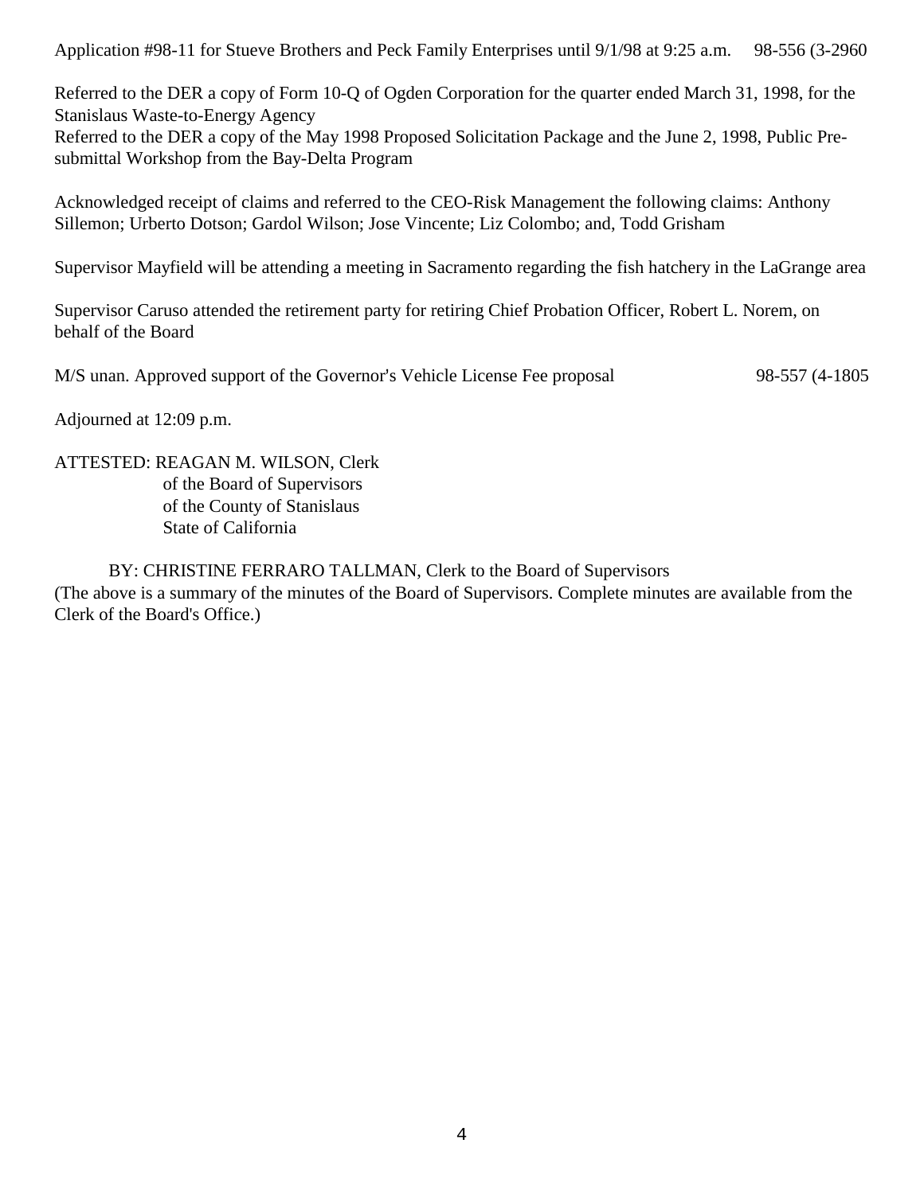Application #98-11 for Stueve Brothers and Peck Family Enterprises until 9/1/98 at 9:25 a.m. 98-556 (3-2960

Referred to the DER a copy of Form 10-Q of Ogden Corporation for the quarter ended March 31, 1998, for the Stanislaus Waste-to-Energy Agency
Referred to the DER a copy of the May 1998 Proposed Solicitation Package and the June 2, 1998, Public Pre-submittal Workshop from the Bay-Delta Program

Acknowledged receipt of claims and referred to the CEO-Risk Management the following claims: Anthony Sillemon; Urberto Dotson; Gardol Wilson; Jose Vincente; Liz Colombo; and, Todd Grisham

Supervisor Mayfield will be attending a meeting in Sacramento regarding the fish hatchery in the LaGrange area

Supervisor Caruso attended the retirement party for retiring Chief Probation Officer, Robert L. Norem, on behalf of the Board

M/S unan. Approved support of the Governor's Vehicle License Fee proposal 98-557 (4-1805

Adjourned at 12:09 p.m.

ATTESTED: REAGAN M. WILSON, Clerk
of the Board of Supervisors
of the County of Stanislaus
State of California

BY: CHRISTINE FERRARO TALLMAN, Clerk to the Board of Supervisors
(The above is a summary of the minutes of the Board of Supervisors. Complete minutes are available from the Clerk of the Board's Office.)